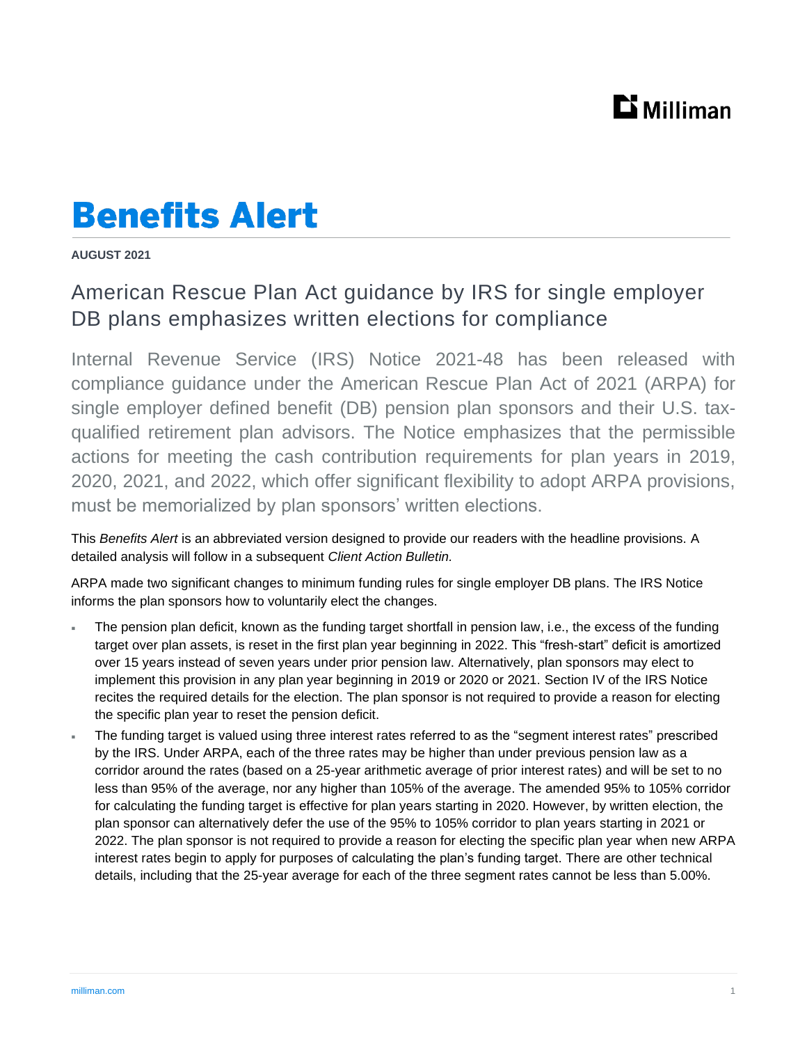# Benefits Alert

**AUGUST 2021**

## American Rescue Plan Act guidance by IRS for single employer DB plans emphasizes written elections for compliance

Internal Revenue Service (IRS) Notice 2021-48 has been released with compliance guidance under the American Rescue Plan Act of 2021 (ARPA) for single employer defined benefit (DB) pension plan sponsors and their U.S. tax-qualified retirement plan advisors. The Notice emphasizes that the permissible actions for meeting the cash contribution requirements for plan years in 2019, 2020, 2021, and 2022, which offer significant flexibility to adopt ARPA provisions, must be memorialized by plan sponsors' written elections.

This *Benefits Alert* is an abbreviated version designed to provide our readers with the headline provisions. A detailed analysis will follow in a subsequent *Client Action Bulletin.*

ARPA made two significant changes to minimum funding rules for single employer DB plans. The IRS Notice informs the plan sponsors how to voluntarily elect the changes.

- The pension plan deficit, known as the funding target shortfall in pension law, i.e., the excess of the funding target over plan assets, is reset in the first plan year beginning in 2022. This "fresh-start" deficit is amortized over 15 years instead of seven years under prior pension law. Alternatively, plan sponsors may elect to implement this provision in any plan year beginning in 2019 or 2020 or 2021. Section IV of the IRS Notice recites the required details for the election. The plan sponsor is not required to provide a reason for electing the specific plan year to reset the pension deficit.
- The funding target is valued using three interest rates referred to as the "segment interest rates" prescribed by the IRS. Under ARPA, each of the three rates may be higher than under previous pension law as a corridor around the rates (based on a 25-year arithmetic average of prior interest rates) and will be set to no less than 95% of the average, nor any higher than 105% of the average. The amended 95% to 105% corridor for calculating the funding target is effective for plan years starting in 2020. However, by written election, the plan sponsor can alternatively defer the use of the 95% to 105% corridor to plan years starting in 2021 or 2022. The plan sponsor is not required to provide a reason for electing the specific plan year when new ARPA interest rates begin to apply for purposes of calculating the plan's funding target. There are other technical details, including that the 25-year average for each of the three segment rates cannot be less than 5.00%.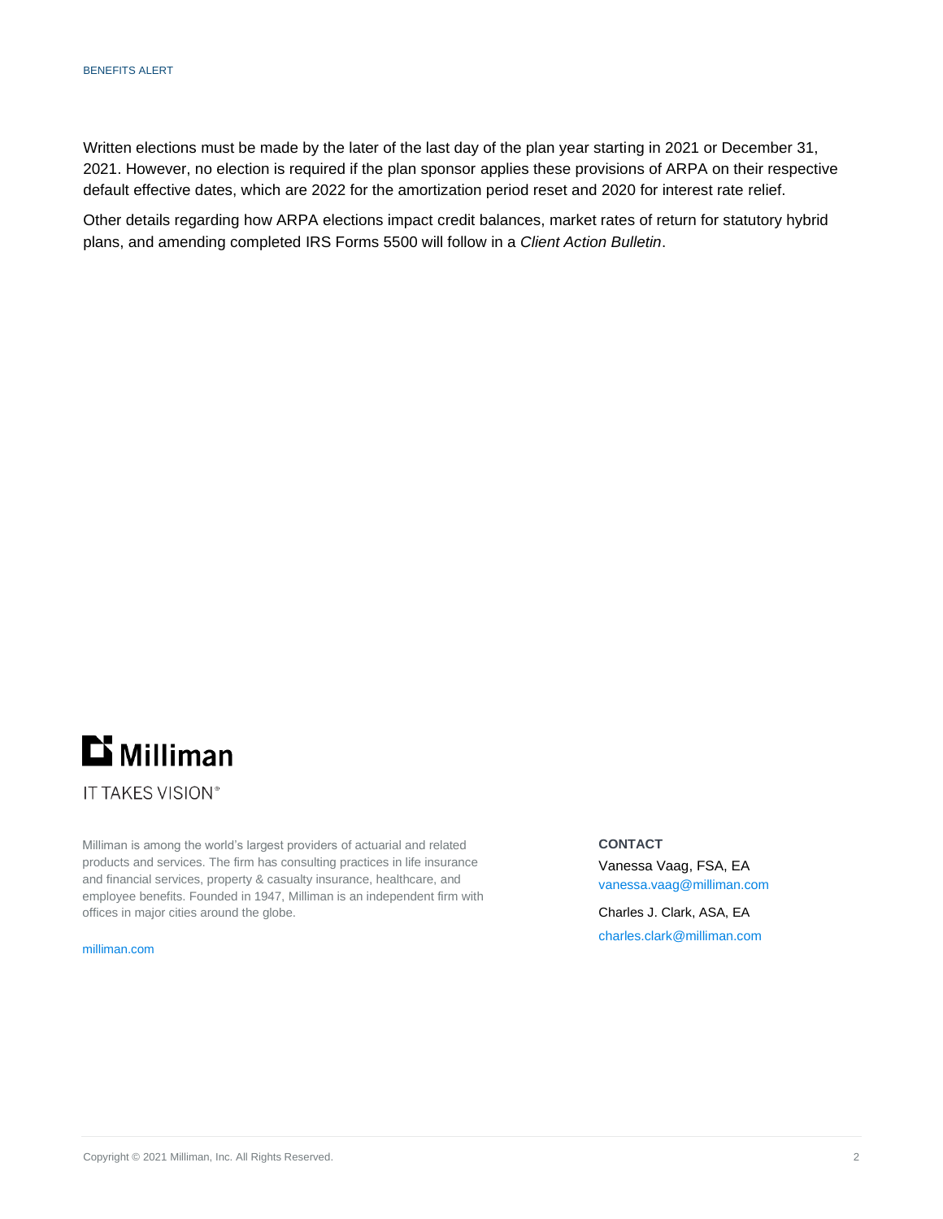Written elections must be made by the later of the last day of the plan year starting in 2021 or December 31, 2021. However, no election is required if the plan sponsor applies these provisions of ARPA on their respective default effective dates, which are 2022 for the amortization period reset and 2020 for interest rate relief.

Other details regarding how ARPA elections impact credit balances, market rates of return for statutory hybrid plans, and amending completed IRS Forms 5500 will follow in a *Client Action Bulletin*.

Milliman

IT TAKES VISION®

Milliman is among the world's largest providers of actuarial and related products and services. The firm has consulting practices in life insurance and financial services, property & casualty insurance, healthcare, and employee benefits. Founded in 1947, Milliman is an independent firm with offices in major cities around the globe.

milliman.com

**CONTACT**

Vanessa Vaag, FSA, EA
vanessa.vaag@milliman.com

Charles J. Clark, ASA, EA
charles.clark@milliman.com

Copyright © 2021 Milliman, Inc. All Rights Reserved.